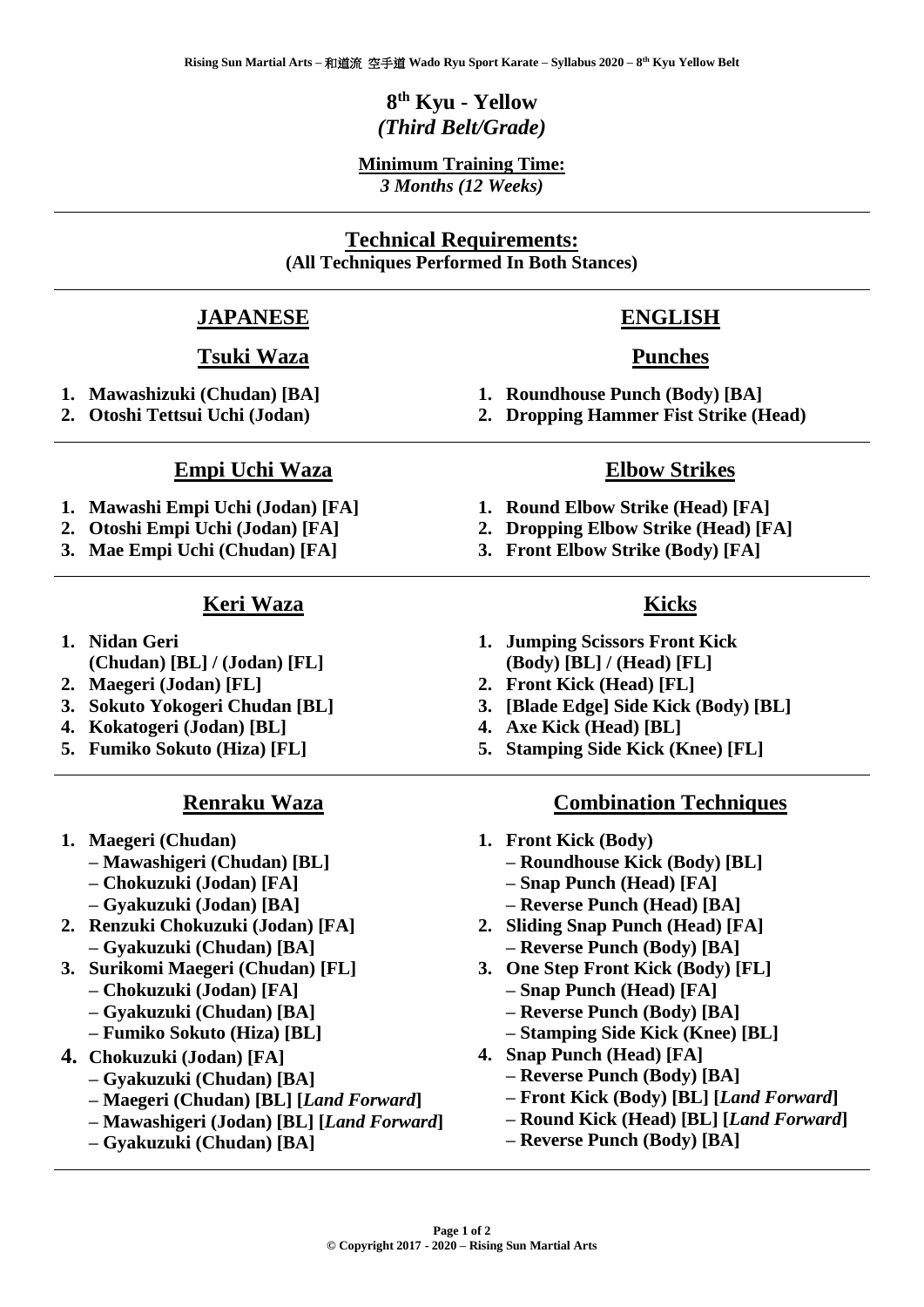# 8th Kyu - Yellow

*(Third Belt/Grade)*

**Minimum Training Time:**
*3 Months (12 Weeks)*

---

## Technical Requirements:

**(All Techniques Performed In Both Stances)**

---

## JAPANESE

### Tsuki Waza

1. **Mawashizuki (Chudan) [BA]**
2. **Otoshi Tettsui Uchi (Jodan)**

### Empi Uchi Waza

1. **Mawashi Empi Uchi (Jodan) [FA]**
2. **Otoshi Empi Uchi (Jodan) [FA]**
3. **Mae Empi Uchi (Chudan) [FA]**

### Keri Waza

1. **Nidan Geri (Chudan) [BL] / (Jodan) [FL]**
2. **Maegeri (Jodan) [FL]**
3. **Sokuto Yokogeri Chudan [BL]**
4. **Kokatogeri (Jodan) [BL]**
5. **Fumiko Sokuto (Hiza) [FL]**

### Renraku Waza

1. **Maegeri (Chudan)**
   **– Mawashigeri (Chudan) [BL]**
   **– Chokuzuki (Jodan) [FA]**
   **– Gyakuzuki (Jodan) [BA]**
2. **Renzuki Chokuzuki (Jodan) [FA]**
   **– Gyakuzuki (Chudan) [BA]**
3. **Surikomi Maegeri (Chudan) [FL]**
   **– Chokuzuki (Jodan) [FA]**
   **– Gyakuzuki (Chudan) [BA]**
   **– Fumiko Sokuto (Hiza) [BL]**
4. **Chokuzuki (Jodan) [FA]**
   **– Gyakuzuki (Chudan) [BA]**
   **– Maegeri (Chudan) [BL] [*Land Forward*]**
   **– Mawashigeri (Jodan) [BL] [*Land Forward*]**
   **– Gyakuzuki (Chudan) [BA]**

---

## ENGLISH

### Punches

1. **Roundhouse Punch (Body) [BA]**
2. **Dropping Hammer Fist Strike (Head)**

### Elbow Strikes

1. **Round Elbow Strike (Head) [FA]**
2. **Dropping Elbow Strike (Head) [FA]**
3. **Front Elbow Strike (Body) [FA]**

### Kicks

1. **Jumping Scissors Front Kick (Body) [BL] / (Head) [FL]**
2. **Front Kick (Head) [FL]**
3. **[Blade Edge] Side Kick (Body) [BL]**
4. **Axe Kick (Head) [BL]**
5. **Stamping Side Kick (Knee) [FL]**

### Combination Techniques

1. **Front Kick (Body)**
   **– Roundhouse Kick (Body) [BL]**
   **– Snap Punch (Head) [FA]**
   **– Reverse Punch (Head) [BA]**
2. **Sliding Snap Punch (Head) [FA]**
   **– Reverse Punch (Body) [BA]**
3. **One Step Front Kick (Body) [FL]**
   **– Snap Punch (Head) [FA]**
   **– Reverse Punch (Body) [BA]**
   **– Stamping Side Kick (Knee) [BL]**
4. **Snap Punch (Head) [FA]**
   **– Reverse Punch (Body) [BA]**
   **– Front Kick (Body) [BL] [*Land Forward*]**
   **– Round Kick (Head) [BL] [*Land Forward*]**
   **– Reverse Punch (Body) [BA]**

**© Copyright 2017 - 2020 – Rising Sun Martial Arts**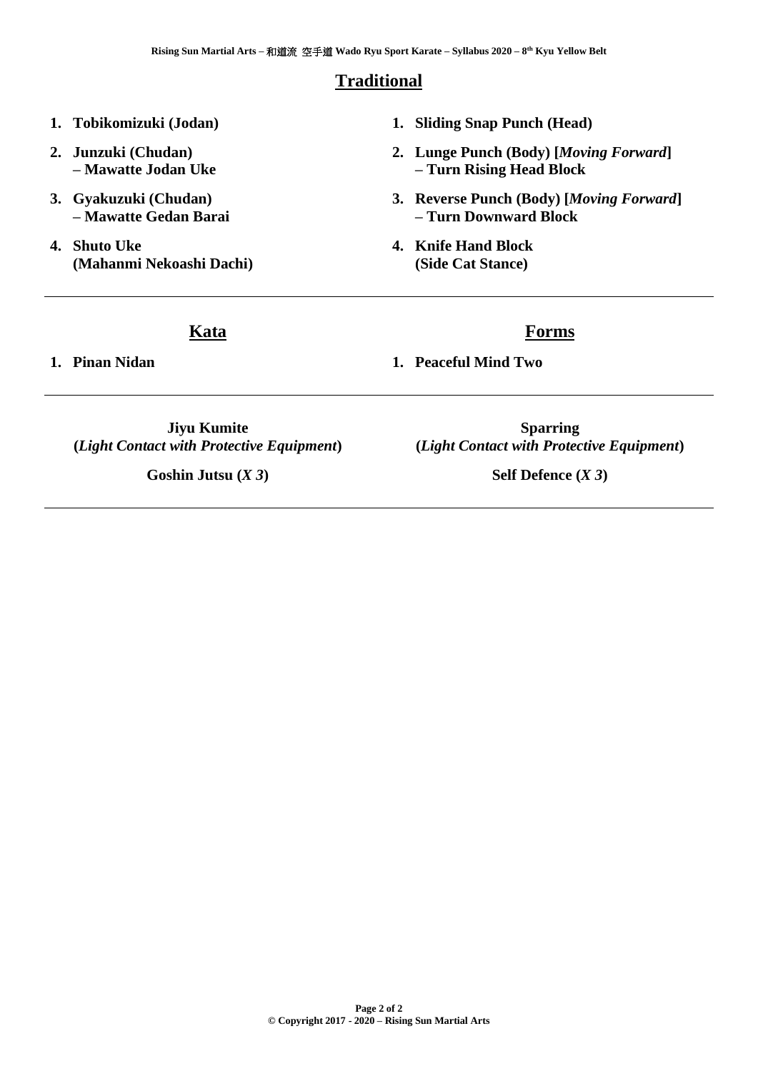## Traditional

1. **Tobikomizuki (Jodan)**
2. **Junzuki (Chudan)**
   **– Mawatte Jodan Uke**
3. **Gyakuzuki (Chudan)**
   **– Mawatte Gedan Barai**
4. **Shuto Uke**
   **(Mahanmi Nekoashi Dachi)**

1. **Sliding Snap Punch (Head)**
2. **Lunge Punch (Body) [*Moving Forward*]**
   **– Turn Rising Head Block**
3. **Reverse Punch (Body) [*Moving Forward*]**
   **– Turn Downward Block**
4. **Knife Hand Block**
   **(Side Cat Stance)**

---

## Kata

1. **Pinan Nidan**

## Forms

1. **Peaceful Mind Two**

---

**Jiyu Kumite**
**(*Light Contact with Protective Equipment*)**

**Goshin Jutsu (*X 3*)**

**Sparring**
**(*Light Contact with Protective Equipment*)**

**Self Defence (*X 3*)**

---